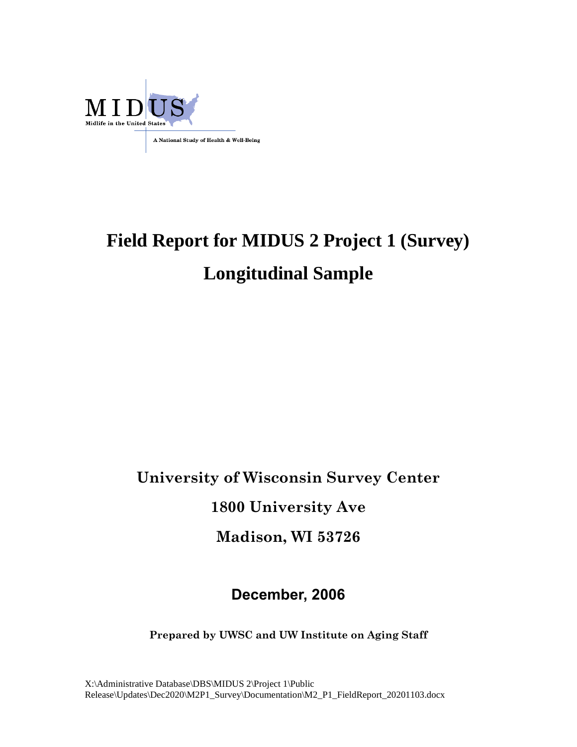MIDUS

Midlife in the United States

A National Study of Health & Well-Being

# Field Report for MIDUS 2 Project 1 (Survey)

# Longitudinal Sample

**University of Wisconsin Survey Center**

**1800 University Ave**

**Madison, WI 53726**

**December, 2006**

**Prepared by UWSC and UW Institute on Aging Staff**

X:\Administrative Database\DBS\MIDUS 2\Project 1\Public Release\Updates\Dec2020\M2P1_Survey\Documentation\M2_P1_FieldReport_20201103.docx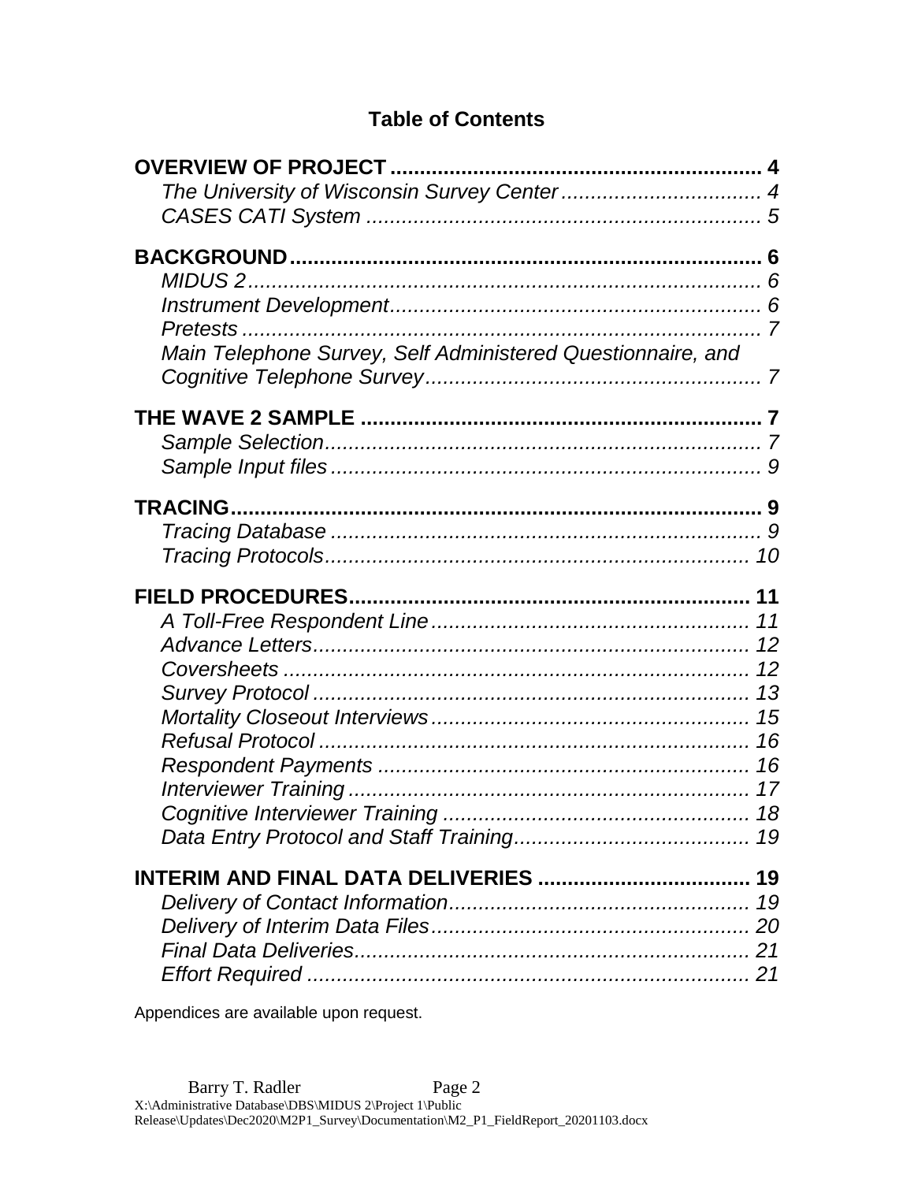# Table of Contents

**OVERVIEW OF PROJECT** .......... **4**
- *The University of Wisconsin Survey Center* .......... *4*
- *CASES CATI System* .......... *5*

**BACKGROUND** .......... **6**
- *MIDUS 2* .......... *6*
- *Instrument Development* .......... *6*
- *Pretests* .......... *7*
- *Main Telephone Survey, Self Administered Questionnaire, and Cognitive Telephone Survey* .......... *7*

**THE WAVE 2 SAMPLE** .......... **7**
- *Sample Selection* .......... *7*
- *Sample Input files* .......... *9*

**TRACING** .......... **9**
- *Tracing Database* .......... *9*
- *Tracing Protocols* .......... *10*

**FIELD PROCEDURES** .......... **11**
- *A Toll-Free Respondent Line* .......... *11*
- *Advance Letters* .......... *12*
- *Coversheets* .......... *12*
- *Survey Protocol* .......... *13*
- *Mortality Closeout Interviews* .......... *15*
- *Refusal Protocol* .......... *16*
- *Respondent Payments* .......... *16*
- *Interviewer Training* .......... *17*
- *Cognitive Interviewer Training* .......... *18*
- *Data Entry Protocol and Staff Training* .......... *19*

**INTERIM AND FINAL DATA DELIVERIES** .......... **19**
- *Delivery of Contact Information* .......... *19*
- *Delivery of Interim Data Files* .......... *20*
- *Final Data Deliveries* .......... *21*
- *Effort Required* .......... *21*

Appendices are available upon request.

Barry T. Radler

X:\Administrative Database\DBS\MIDUS 2\Project 1\Public Release\Updates\Dec2020\M2P1_Survey\Documentation\M2_P1_FieldReport_20201103.docx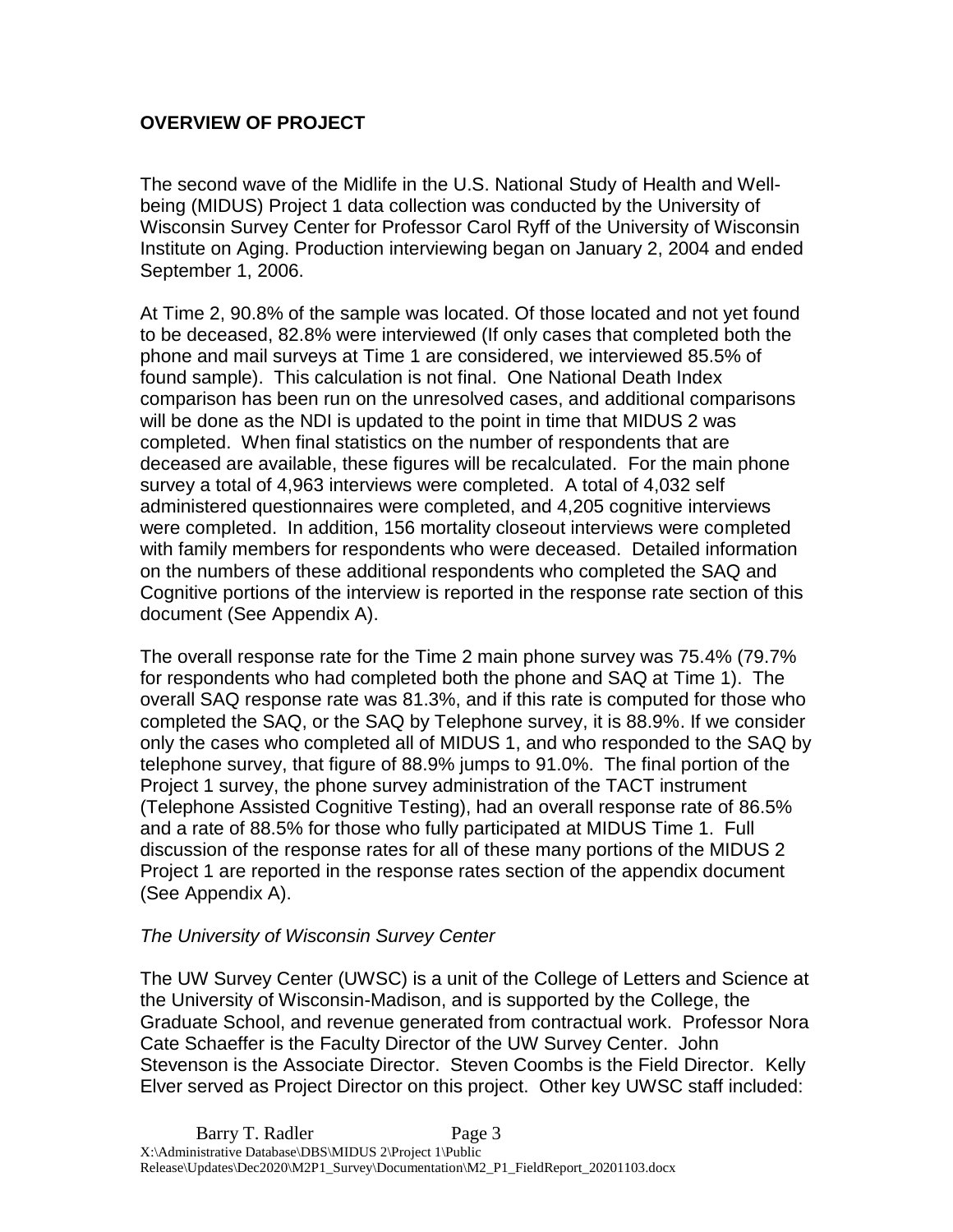## OVERVIEW OF PROJECT

The second wave of the Midlife in the U.S. National Study of Health and Well-being (MIDUS) Project 1 data collection was conducted by the University of Wisconsin Survey Center for Professor Carol Ryff of the University of Wisconsin Institute on Aging. Production interviewing began on January 2, 2004 and ended September 1, 2006.

At Time 2, 90.8% of the sample was located. Of those located and not yet found to be deceased, 82.8% were interviewed (If only cases that completed both the phone and mail surveys at Time 1 are considered, we interviewed 85.5% of found sample). This calculation is not final. One National Death Index comparison has been run on the unresolved cases, and additional comparisons will be done as the NDI is updated to the point in time that MIDUS 2 was completed. When final statistics on the number of respondents that are deceased are available, these figures will be recalculated. For the main phone survey a total of 4,963 interviews were completed. A total of 4,032 self administered questionnaires were completed, and 4,205 cognitive interviews were completed. In addition, 156 mortality closeout interviews were completed with family members for respondents who were deceased. Detailed information on the numbers of these additional respondents who completed the SAQ and Cognitive portions of the interview is reported in the response rate section of this document (See Appendix A).

The overall response rate for the Time 2 main phone survey was 75.4% (79.7% for respondents who had completed both the phone and SAQ at Time 1). The overall SAQ response rate was 81.3%, and if this rate is computed for those who completed the SAQ, or the SAQ by Telephone survey, it is 88.9%. If we consider only the cases who completed all of MIDUS 1, and who responded to the SAQ by telephone survey, that figure of 88.9% jumps to 91.0%. The final portion of the Project 1 survey, the phone survey administration of the TACT instrument (Telephone Assisted Cognitive Testing), had an overall response rate of 86.5% and a rate of 88.5% for those who fully participated at MIDUS Time 1. Full discussion of the response rates for all of these many portions of the MIDUS 2 Project 1 are reported in the response rates section of the appendix document (See Appendix A).

*The University of Wisconsin Survey Center*

The UW Survey Center (UWSC) is a unit of the College of Letters and Science at the University of Wisconsin-Madison, and is supported by the College, the Graduate School, and revenue generated from contractual work. Professor Nora Cate Schaeffer is the Faculty Director of the UW Survey Center. John Stevenson is the Associate Director. Steven Coombs is the Field Director. Kelly Elver served as Project Director on this project. Other key UWSC staff included: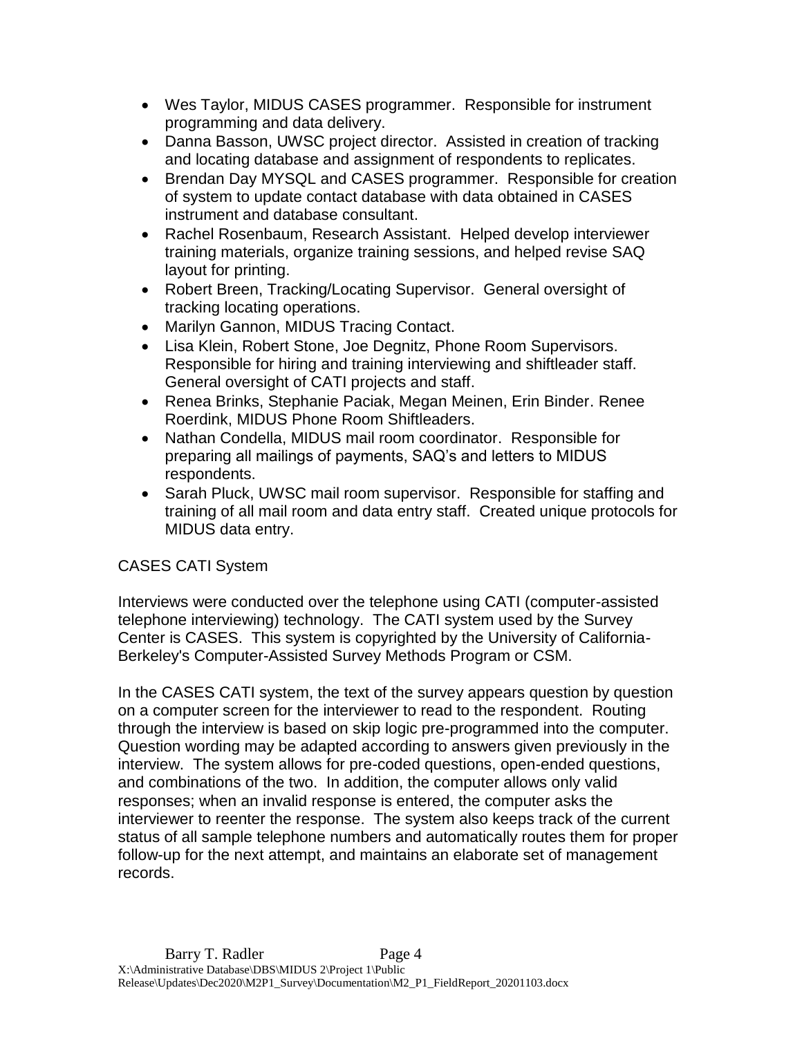- Wes Taylor, MIDUS CASES programmer. Responsible for instrument programming and data delivery.
- Danna Basson, UWSC project director. Assisted in creation of tracking and locating database and assignment of respondents to replicates.
- Brendan Day MYSQL and CASES programmer. Responsible for creation of system to update contact database with data obtained in CASES instrument and database consultant.
- Rachel Rosenbaum, Research Assistant. Helped develop interviewer training materials, organize training sessions, and helped revise SAQ layout for printing.
- Robert Breen, Tracking/Locating Supervisor. General oversight of tracking locating operations.
- Marilyn Gannon, MIDUS Tracing Contact.
- Lisa Klein, Robert Stone, Joe Degnitz, Phone Room Supervisors. Responsible for hiring and training interviewing and shiftleader staff. General oversight of CATI projects and staff.
- Renea Brinks, Stephanie Paciak, Megan Meinen, Erin Binder. Renee Roerdink, MIDUS Phone Room Shiftleaders.
- Nathan Condella, MIDUS mail room coordinator. Responsible for preparing all mailings of payments, SAQ's and letters to MIDUS respondents.
- Sarah Pluck, UWSC mail room supervisor. Responsible for staffing and training of all mail room and data entry staff. Created unique protocols for MIDUS data entry.

CASES CATI System

Interviews were conducted over the telephone using CATI (computer-assisted telephone interviewing) technology. The CATI system used by the Survey Center is CASES. This system is copyrighted by the University of California-Berkeley's Computer-Assisted Survey Methods Program or CSM.

In the CASES CATI system, the text of the survey appears question by question on a computer screen for the interviewer to read to the respondent. Routing through the interview is based on skip logic pre-programmed into the computer. Question wording may be adapted according to answers given previously in the interview. The system allows for pre-coded questions, open-ended questions, and combinations of the two. In addition, the computer allows only valid responses; when an invalid response is entered, the computer asks the interviewer to reenter the response. The system also keeps track of the current status of all sample telephone numbers and automatically routes them for proper follow-up for the next attempt, and maintains an elaborate set of management records.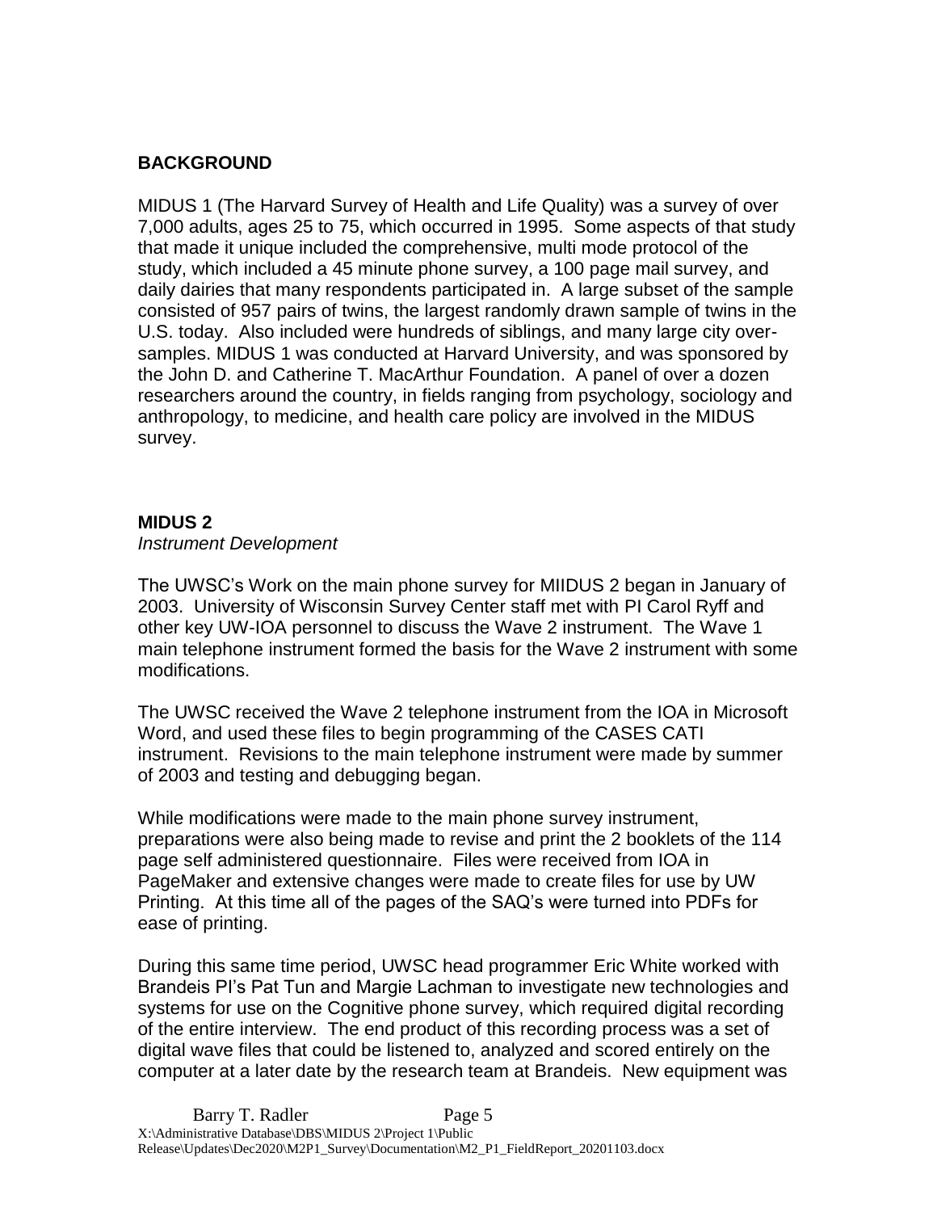## BACKGROUND

MIDUS 1 (The Harvard Survey of Health and Life Quality) was a survey of over 7,000 adults, ages 25 to 75, which occurred in 1995. Some aspects of that study that made it unique included the comprehensive, multi mode protocol of the study, which included a 45 minute phone survey, a 100 page mail survey, and daily dairies that many respondents participated in. A large subset of the sample consisted of 957 pairs of twins, the largest randomly drawn sample of twins in the U.S. today. Also included were hundreds of siblings, and many large city over-samples. MIDUS 1 was conducted at Harvard University, and was sponsored by the John D. and Catherine T. MacArthur Foundation. A panel of over a dozen researchers around the country, in fields ranging from psychology, sociology and anthropology, to medicine, and health care policy are involved in the MIDUS survey.

## MIDUS 2

*Instrument Development*

The UWSC's Work on the main phone survey for MIIDUS 2 began in January of 2003. University of Wisconsin Survey Center staff met with PI Carol Ryff and other key UW-IOA personnel to discuss the Wave 2 instrument. The Wave 1 main telephone instrument formed the basis for the Wave 2 instrument with some modifications.

The UWSC received the Wave 2 telephone instrument from the IOA in Microsoft Word, and used these files to begin programming of the CASES CATI instrument. Revisions to the main telephone instrument were made by summer of 2003 and testing and debugging began.

While modifications were made to the main phone survey instrument, preparations were also being made to revise and print the 2 booklets of the 114 page self administered questionnaire. Files were received from IOA in PageMaker and extensive changes were made to create files for use by UW Printing. At this time all of the pages of the SAQ's were turned into PDFs for ease of printing.

During this same time period, UWSC head programmer Eric White worked with Brandeis PI's Pat Tun and Margie Lachman to investigate new technologies and systems for use on the Cognitive phone survey, which required digital recording of the entire interview. The end product of this recording process was a set of digital wave files that could be listened to, analyzed and scored entirely on the computer at a later date by the research team at Brandeis. New equipment was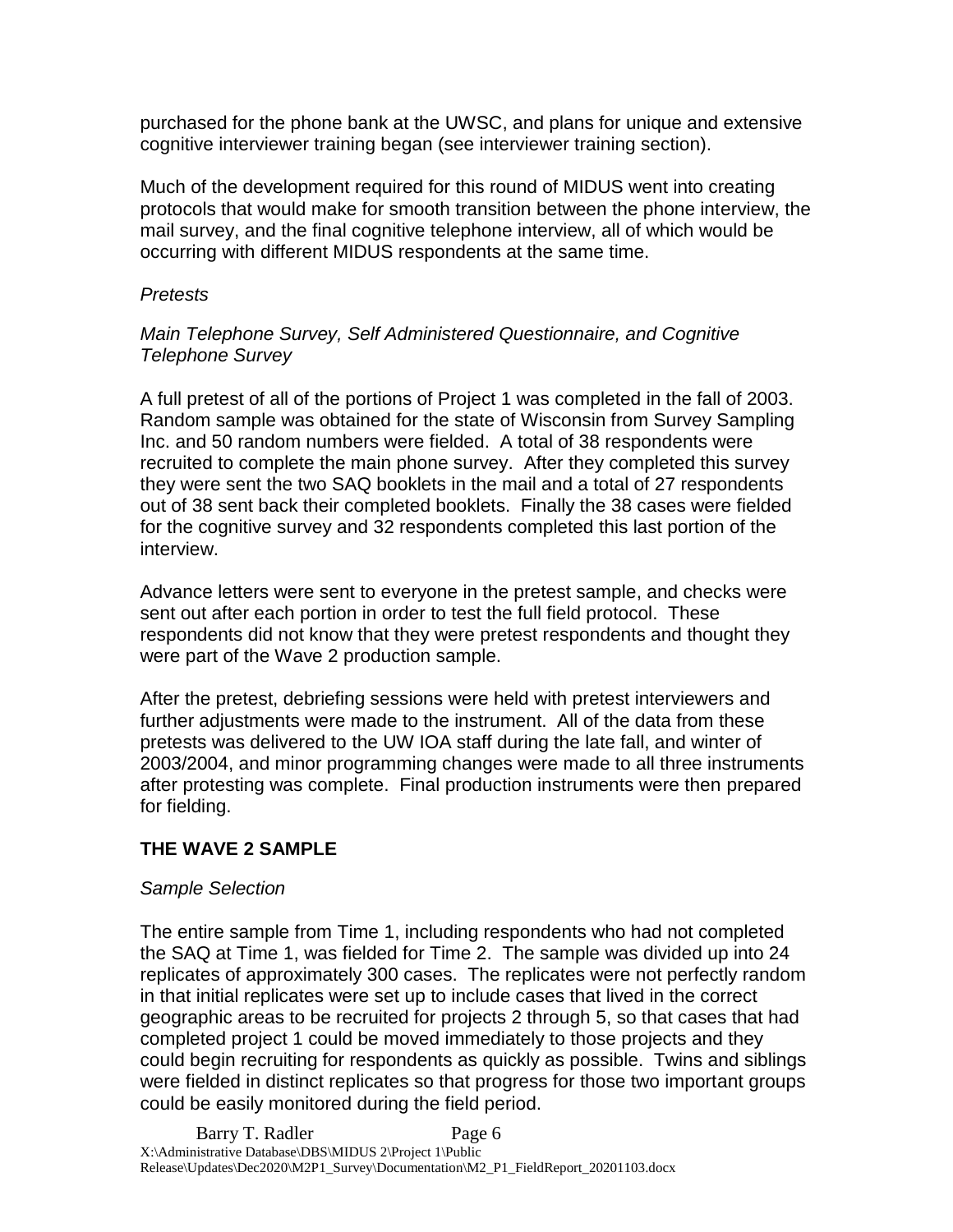purchased for the phone bank at the UWSC, and plans for unique and extensive cognitive interviewer training began (see interviewer training section).

Much of the development required for this round of MIDUS went into creating protocols that would make for smooth transition between the phone interview, the mail survey, and the final cognitive telephone interview, all of which would be occurring with different MIDUS respondents at the same time.

*Pretests*

*Main Telephone Survey, Self Administered Questionnaire, and Cognitive Telephone Survey*

A full pretest of all of the portions of Project 1 was completed in the fall of 2003. Random sample was obtained for the state of Wisconsin from Survey Sampling Inc. and 50 random numbers were fielded. A total of 38 respondents were recruited to complete the main phone survey. After they completed this survey they were sent the two SAQ booklets in the mail and a total of 27 respondents out of 38 sent back their completed booklets. Finally the 38 cases were fielded for the cognitive survey and 32 respondents completed this last portion of the interview.

Advance letters were sent to everyone in the pretest sample, and checks were sent out after each portion in order to test the full field protocol. These respondents did not know that they were pretest respondents and thought they were part of the Wave 2 production sample.

After the pretest, debriefing sessions were held with pretest interviewers and further adjustments were made to the instrument. All of the data from these pretests was delivered to the UW IOA staff during the late fall, and winter of 2003/2004, and minor programming changes were made to all three instruments after protesting was complete. Final production instruments were then prepared for fielding.

## THE WAVE 2 SAMPLE

*Sample Selection*

The entire sample from Time 1, including respondents who had not completed the SAQ at Time 1, was fielded for Time 2. The sample was divided up into 24 replicates of approximately 300 cases. The replicates were not perfectly random in that initial replicates were set up to include cases that lived in the correct geographic areas to be recruited for projects 2 through 5, so that cases that had completed project 1 could be moved immediately to those projects and they could begin recruiting for respondents as quickly as possible. Twins and siblings were fielded in distinct replicates so that progress for those two important groups could be easily monitored during the field period.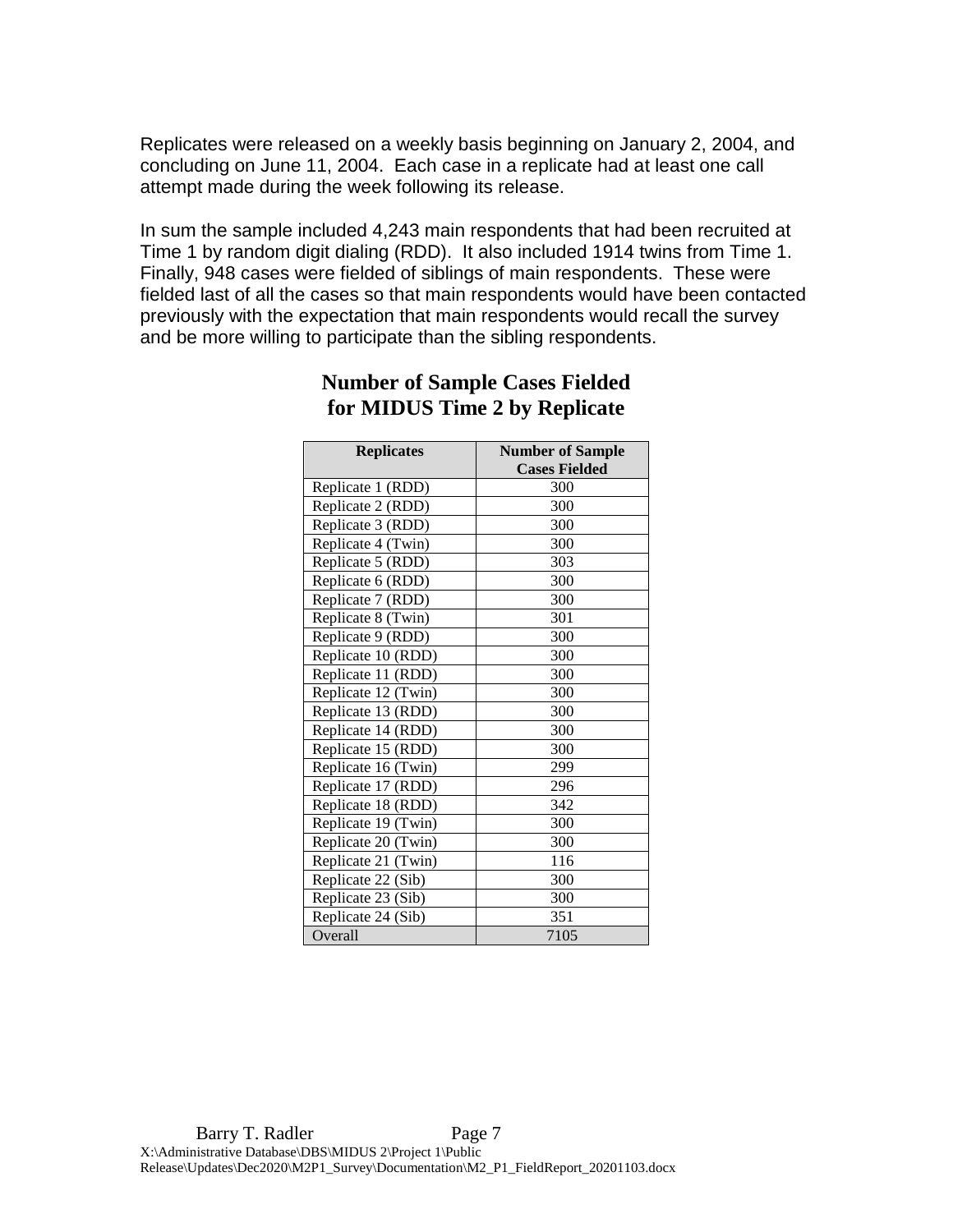Replicates were released on a weekly basis beginning on January 2, 2004, and concluding on June 11, 2004. Each case in a replicate had at least one call attempt made during the week following its release.

In sum the sample included 4,243 main respondents that had been recruited at Time 1 by random digit dialing (RDD). It also included 1914 twins from Time 1. Finally, 948 cases were fielded of siblings of main respondents. These were fielded last of all the cases so that main respondents would have been contacted previously with the expectation that main respondents would recall the survey and be more willing to participate than the sibling respondents.

## Number of Sample Cases Fielded for MIDUS Time 2 by Replicate

| Replicates | Number of Sample Cases Fielded |
|---|---|
| Replicate 1 (RDD) | 300 |
| Replicate 2 (RDD) | 300 |
| Replicate 3 (RDD) | 300 |
| Replicate 4 (Twin) | 300 |
| Replicate 5 (RDD) | 303 |
| Replicate 6 (RDD) | 300 |
| Replicate 7 (RDD) | 300 |
| Replicate 8 (Twin) | 301 |
| Replicate 9 (RDD) | 300 |
| Replicate 10 (RDD) | 300 |
| Replicate 11 (RDD) | 300 |
| Replicate 12 (Twin) | 300 |
| Replicate 13 (RDD) | 300 |
| Replicate 14 (RDD) | 300 |
| Replicate 15 (RDD) | 300 |
| Replicate 16 (Twin) | 299 |
| Replicate 17 (RDD) | 296 |
| Replicate 18 (RDD) | 342 |
| Replicate 19 (Twin) | 300 |
| Replicate 20 (Twin) | 300 |
| Replicate 21 (Twin) | 116 |
| Replicate 22 (Sib) | 300 |
| Replicate 23 (Sib) | 300 |
| Replicate 24 (Sib) | 351 |
| Overall | 7105 |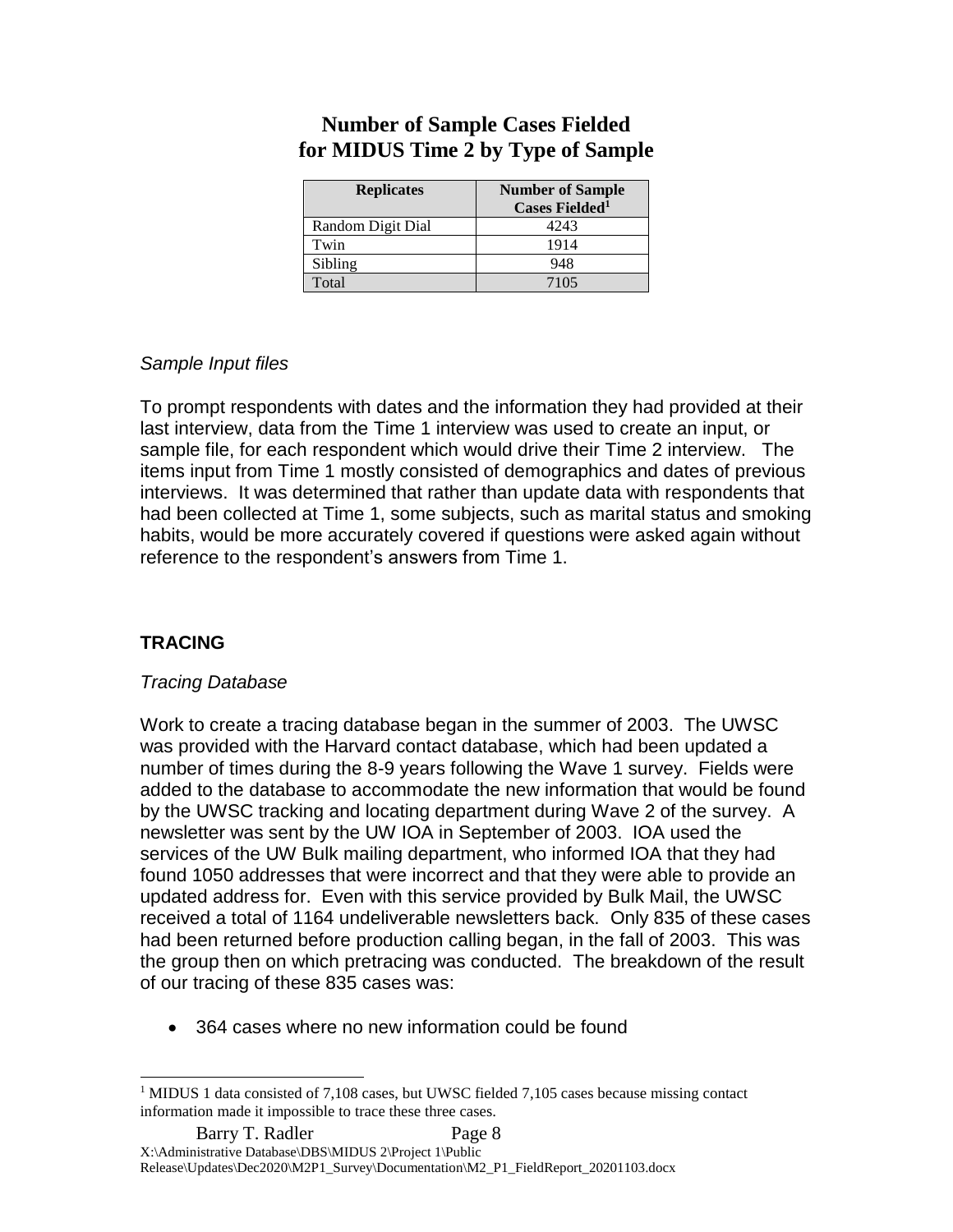## Number of Sample Cases Fielded for MIDUS Time 2 by Type of Sample

| Replicates | Number of Sample Cases Fielded[1] |
|---|---|
| Random Digit Dial | 4243 |
| Twin | 1914 |
| Sibling | 948 |
| Total | 7105 |

*Sample Input files*

To prompt respondents with dates and the information they had provided at their last interview, data from the Time 1 interview was used to create an input, or sample file, for each respondent which would drive their Time 2 interview. The items input from Time 1 mostly consisted of demographics and dates of previous interviews. It was determined that rather than update data with respondents that had been collected at Time 1, some subjects, such as marital status and smoking habits, would be more accurately covered if questions were asked again without reference to the respondent's answers from Time 1.

## TRACING

*Tracing Database*

Work to create a tracing database began in the summer of 2003. The UWSC was provided with the Harvard contact database, which had been updated a number of times during the 8-9 years following the Wave 1 survey. Fields were added to the database to accommodate the new information that would be found by the UWSC tracking and locating department during Wave 2 of the survey. A newsletter was sent by the UW IOA in September of 2003. IOA used the services of the UW Bulk mailing department, who informed IOA that they had found 1050 addresses that were incorrect and that they were able to provide an updated address for. Even with this service provided by Bulk Mail, the UWSC received a total of 1164 undeliverable newsletters back. Only 835 of these cases had been returned before production calling began, in the fall of 2003. This was the group then on which pretracing was conducted. The breakdown of the result of our tracing of these 835 cases was:

- 364 cases where no new information could be found

[1] MIDUS 1 data consisted of 7,108 cases, but UWSC fielded 7,105 cases because missing contact information made it impossible to trace these three cases.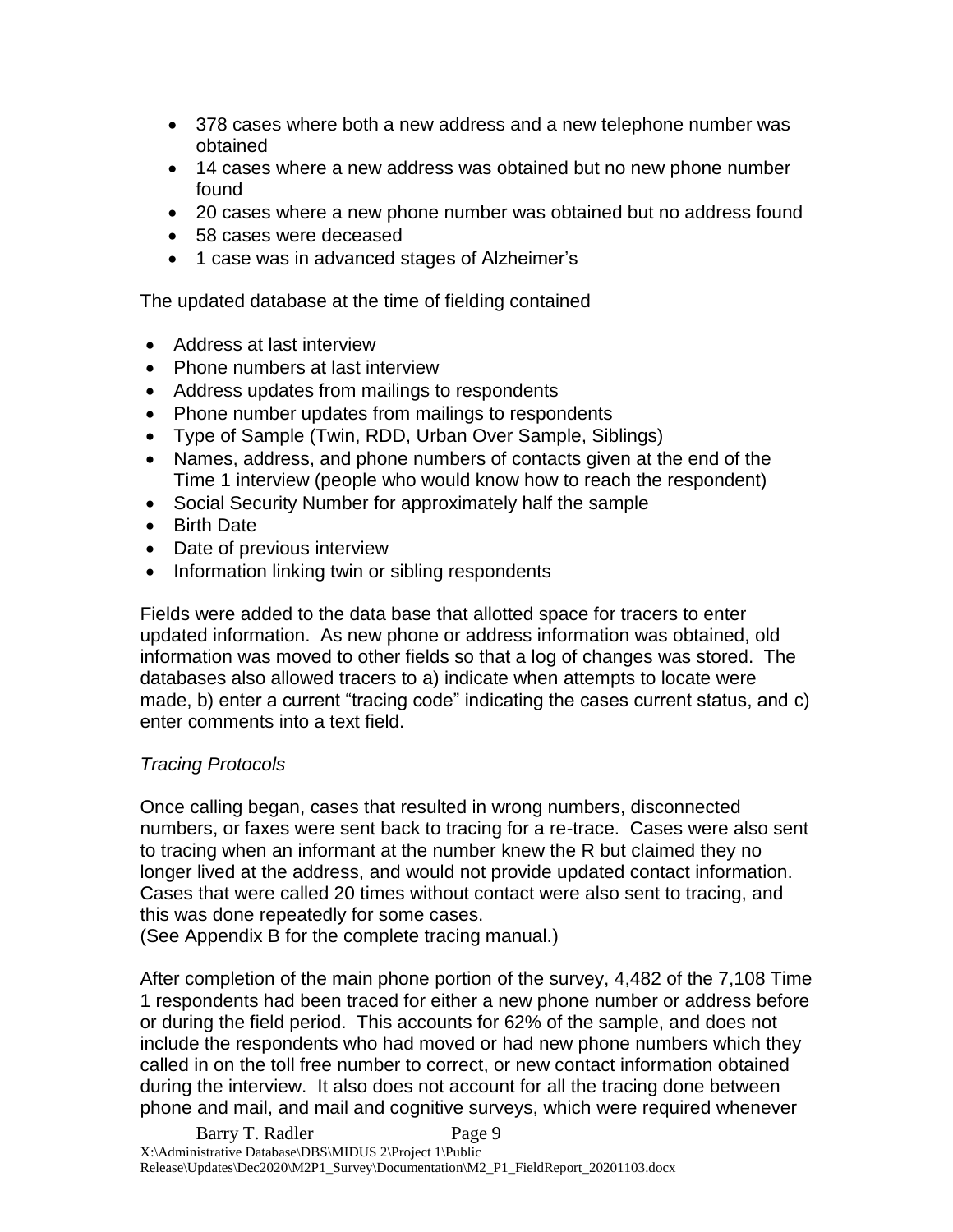- 378 cases where both a new address and a new telephone number was obtained
- 14 cases where a new address was obtained but no new phone number found
- 20 cases where a new phone number was obtained but no address found
- 58 cases were deceased
- 1 case was in advanced stages of Alzheimer's

The updated database at the time of fielding contained

- Address at last interview
- Phone numbers at last interview
- Address updates from mailings to respondents
- Phone number updates from mailings to respondents
- Type of Sample (Twin, RDD, Urban Over Sample, Siblings)
- Names, address, and phone numbers of contacts given at the end of the Time 1 interview (people who would know how to reach the respondent)
- Social Security Number for approximately half the sample
- Birth Date
- Date of previous interview
- Information linking twin or sibling respondents

Fields were added to the data base that allotted space for tracers to enter updated information. As new phone or address information was obtained, old information was moved to other fields so that a log of changes was stored. The databases also allowed tracers to a) indicate when attempts to locate were made, b) enter a current "tracing code" indicating the cases current status, and c) enter comments into a text field.

*Tracing Protocols*

Once calling began, cases that resulted in wrong numbers, disconnected numbers, or faxes were sent back to tracing for a re-trace. Cases were also sent to tracing when an informant at the number knew the R but claimed they no longer lived at the address, and would not provide updated contact information. Cases that were called 20 times without contact were also sent to tracing, and this was done repeatedly for some cases.
(See Appendix B for the complete tracing manual.)

After completion of the main phone portion of the survey, 4,482 of the 7,108 Time 1 respondents had been traced for either a new phone number or address before or during the field period. This accounts for 62% of the sample, and does not include the respondents who had moved or had new phone numbers which they called in on the toll free number to correct, or new contact information obtained during the interview. It also does not account for all the tracing done between phone and mail, and mail and cognitive surveys, which were required whenever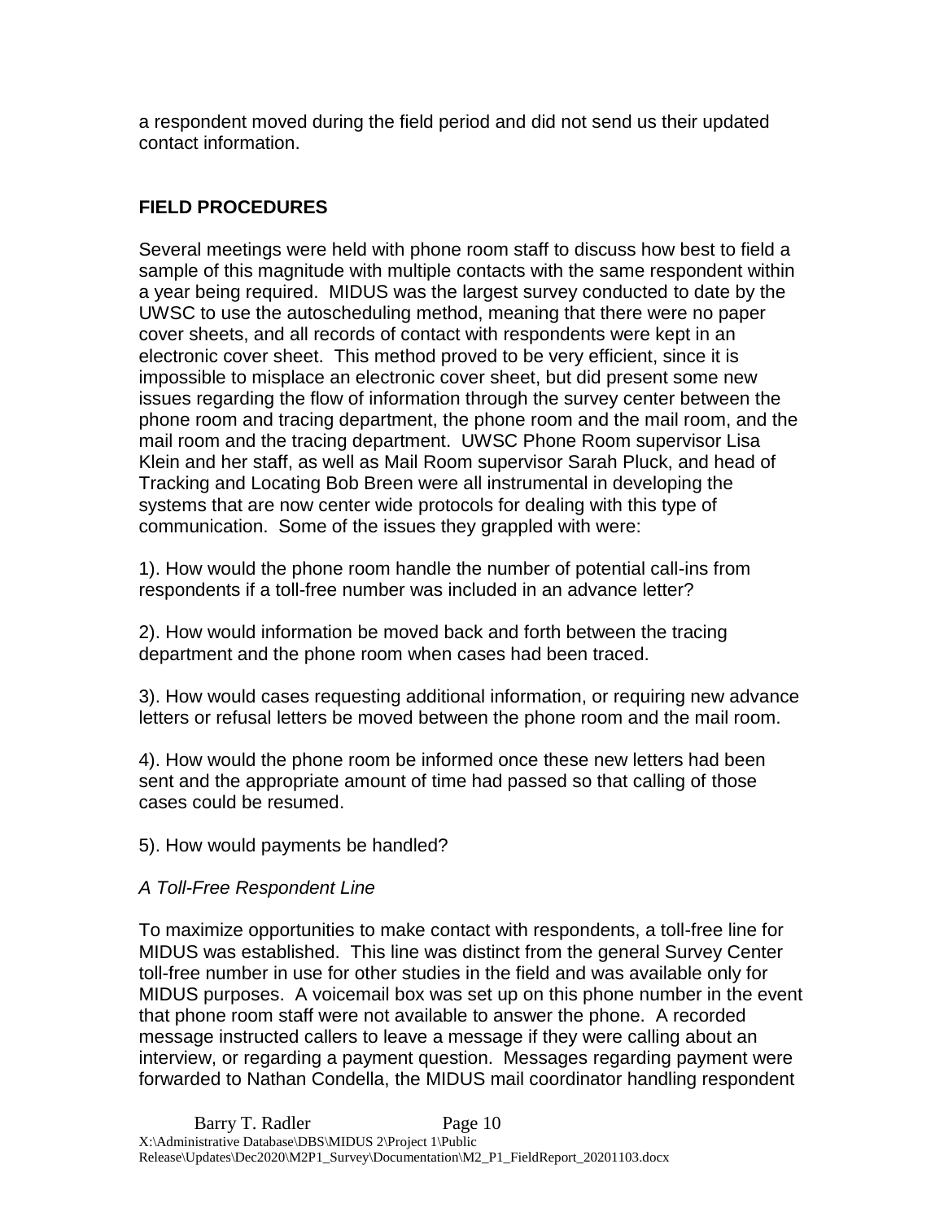a respondent moved during the field period and did not send us their updated contact information.

## FIELD PROCEDURES

Several meetings were held with phone room staff to discuss how best to field a sample of this magnitude with multiple contacts with the same respondent within a year being required. MIDUS was the largest survey conducted to date by the UWSC to use the autoscheduling method, meaning that there were no paper cover sheets, and all records of contact with respondents were kept in an electronic cover sheet. This method proved to be very efficient, since it is impossible to misplace an electronic cover sheet, but did present some new issues regarding the flow of information through the survey center between the phone room and tracing department, the phone room and the mail room, and the mail room and the tracing department. UWSC Phone Room supervisor Lisa Klein and her staff, as well as Mail Room supervisor Sarah Pluck, and head of Tracking and Locating Bob Breen were all instrumental in developing the systems that are now center wide protocols for dealing with this type of communication. Some of the issues they grappled with were:

1). How would the phone room handle the number of potential call-ins from respondents if a toll-free number was included in an advance letter?

2). How would information be moved back and forth between the tracing department and the phone room when cases had been traced.

3). How would cases requesting additional information, or requiring new advance letters or refusal letters be moved between the phone room and the mail room.

4). How would the phone room be informed once these new letters had been sent and the appropriate amount of time had passed so that calling of those cases could be resumed.

5). How would payments be handled?

*A Toll-Free Respondent Line*

To maximize opportunities to make contact with respondents, a toll-free line for MIDUS was established. This line was distinct from the general Survey Center toll-free number in use for other studies in the field and was available only for MIDUS purposes. A voicemail box was set up on this phone number in the event that phone room staff were not available to answer the phone. A recorded message instructed callers to leave a message if they were calling about an interview, or regarding a payment question. Messages regarding payment were forwarded to Nathan Condella, the MIDUS mail coordinator handling respondent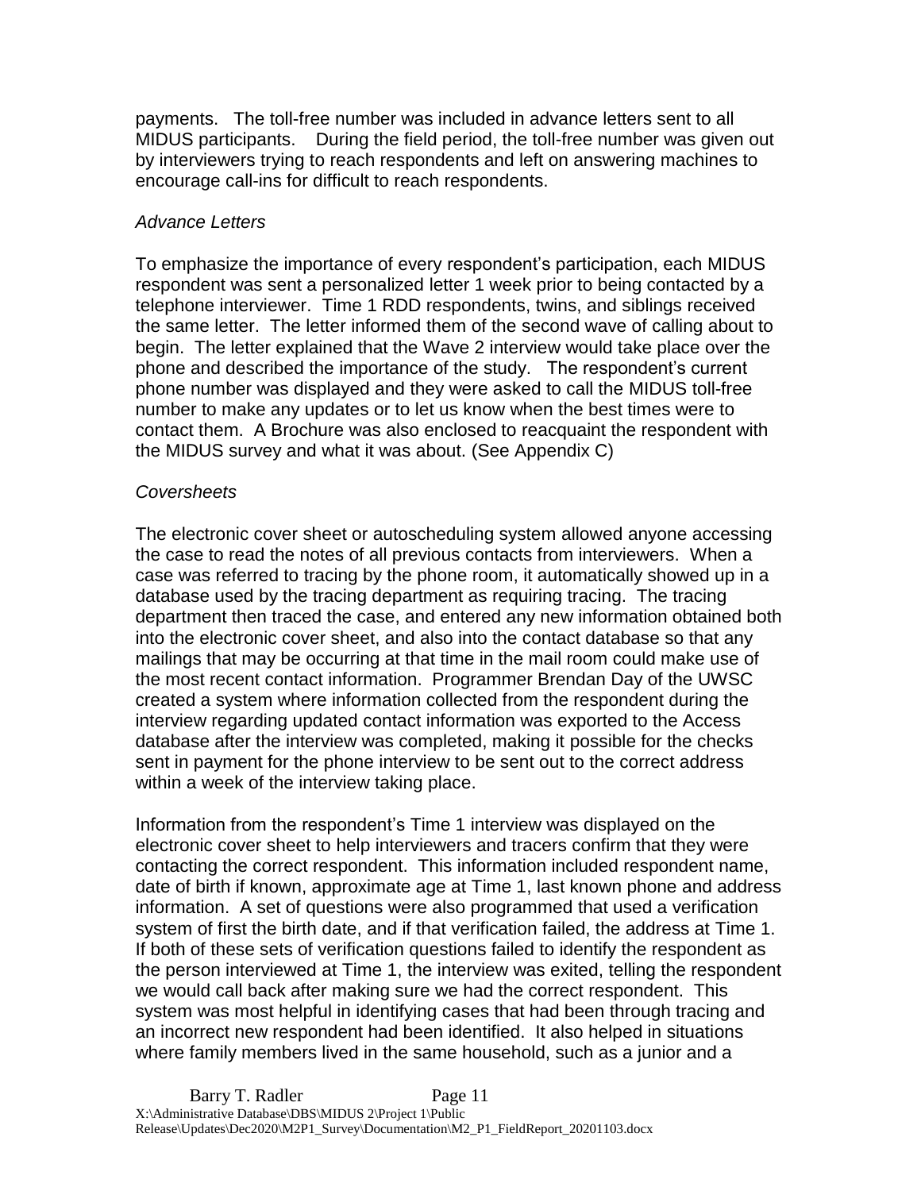payments. The toll-free number was included in advance letters sent to all MIDUS participants. During the field period, the toll-free number was given out by interviewers trying to reach respondents and left on answering machines to encourage call-ins for difficult to reach respondents.

*Advance Letters*

To emphasize the importance of every respondent's participation, each MIDUS respondent was sent a personalized letter 1 week prior to being contacted by a telephone interviewer. Time 1 RDD respondents, twins, and siblings received the same letter. The letter informed them of the second wave of calling about to begin. The letter explained that the Wave 2 interview would take place over the phone and described the importance of the study. The respondent's current phone number was displayed and they were asked to call the MIDUS toll-free number to make any updates or to let us know when the best times were to contact them. A Brochure was also enclosed to reacquaint the respondent with the MIDUS survey and what it was about. (See Appendix C)

*Coversheets*

The electronic cover sheet or autoscheduling system allowed anyone accessing the case to read the notes of all previous contacts from interviewers. When a case was referred to tracing by the phone room, it automatically showed up in a database used by the tracing department as requiring tracing. The tracing department then traced the case, and entered any new information obtained both into the electronic cover sheet, and also into the contact database so that any mailings that may be occurring at that time in the mail room could make use of the most recent contact information. Programmer Brendan Day of the UWSC created a system where information collected from the respondent during the interview regarding updated contact information was exported to the Access database after the interview was completed, making it possible for the checks sent in payment for the phone interview to be sent out to the correct address within a week of the interview taking place.

Information from the respondent's Time 1 interview was displayed on the electronic cover sheet to help interviewers and tracers confirm that they were contacting the correct respondent. This information included respondent name, date of birth if known, approximate age at Time 1, last known phone and address information. A set of questions were also programmed that used a verification system of first the birth date, and if that verification failed, the address at Time 1. If both of these sets of verification questions failed to identify the respondent as the person interviewed at Time 1, the interview was exited, telling the respondent we would call back after making sure we had the correct respondent. This system was most helpful in identifying cases that had been through tracing and an incorrect new respondent had been identified. It also helped in situations where family members lived in the same household, such as a junior and a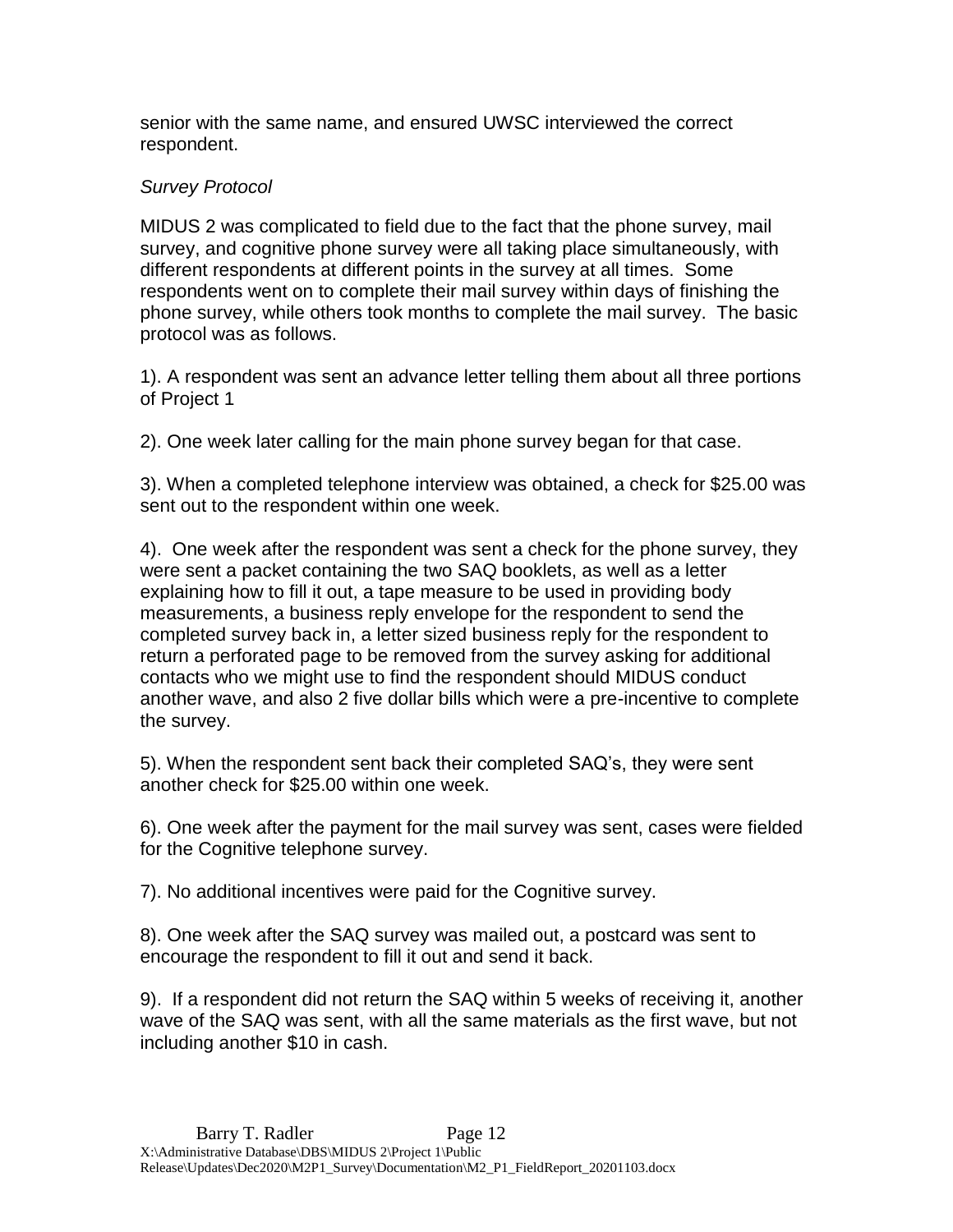senior with the same name, and ensured UWSC interviewed the correct respondent.

*Survey Protocol*

MIDUS 2 was complicated to field due to the fact that the phone survey, mail survey, and cognitive phone survey were all taking place simultaneously, with different respondents at different points in the survey at all times. Some respondents went on to complete their mail survey within days of finishing the phone survey, while others took months to complete the mail survey. The basic protocol was as follows.

1). A respondent was sent an advance letter telling them about all three portions of Project 1

2). One week later calling for the main phone survey began for that case.

3). When a completed telephone interview was obtained, a check for $25.00 was sent out to the respondent within one week.

4). One week after the respondent was sent a check for the phone survey, they were sent a packet containing the two SAQ booklets, as well as a letter explaining how to fill it out, a tape measure to be used in providing body measurements, a business reply envelope for the respondent to send the completed survey back in, a letter sized business reply for the respondent to return a perforated page to be removed from the survey asking for additional contacts who we might use to find the respondent should MIDUS conduct another wave, and also 2 five dollar bills which were a pre-incentive to complete the survey.

5). When the respondent sent back their completed SAQ's, they were sent another check for $25.00 within one week.

6). One week after the payment for the mail survey was sent, cases were fielded for the Cognitive telephone survey.

7). No additional incentives were paid for the Cognitive survey.

8). One week after the SAQ survey was mailed out, a postcard was sent to encourage the respondent to fill it out and send it back.

9). If a respondent did not return the SAQ within 5 weeks of receiving it, another wave of the SAQ was sent, with all the same materials as the first wave, but not including another $10 in cash.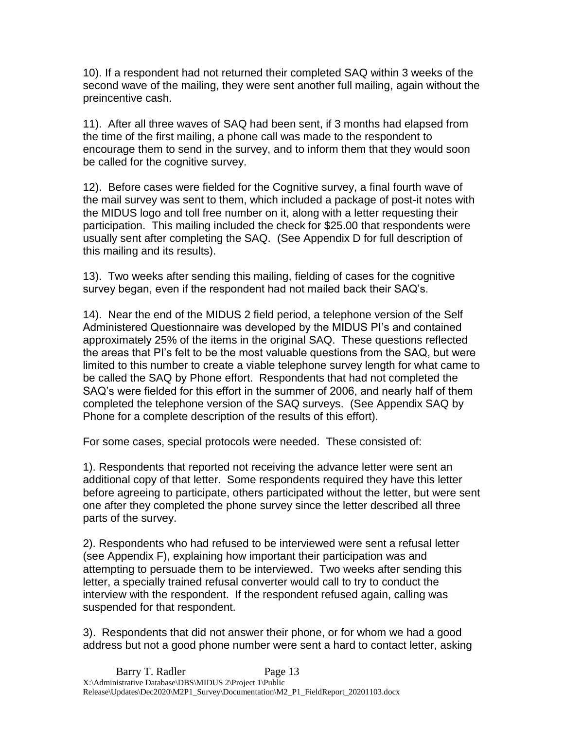10). If a respondent had not returned their completed SAQ within 3 weeks of the second wave of the mailing, they were sent another full mailing, again without the preincentive cash.

11). After all three waves of SAQ had been sent, if 3 months had elapsed from the time of the first mailing, a phone call was made to the respondent to encourage them to send in the survey, and to inform them that they would soon be called for the cognitive survey.

12). Before cases were fielded for the Cognitive survey, a final fourth wave of the mail survey was sent to them, which included a package of post-it notes with the MIDUS logo and toll free number on it, along with a letter requesting their participation. This mailing included the check for $25.00 that respondents were usually sent after completing the SAQ. (See Appendix D for full description of this mailing and its results).

13). Two weeks after sending this mailing, fielding of cases for the cognitive survey began, even if the respondent had not mailed back their SAQ's.

14). Near the end of the MIDUS 2 field period, a telephone version of the Self Administered Questionnaire was developed by the MIDUS PI's and contained approximately 25% of the items in the original SAQ. These questions reflected the areas that PI's felt to be the most valuable questions from the SAQ, but were limited to this number to create a viable telephone survey length for what came to be called the SAQ by Phone effort. Respondents that had not completed the SAQ's were fielded for this effort in the summer of 2006, and nearly half of them completed the telephone version of the SAQ surveys. (See Appendix SAQ by Phone for a complete description of the results of this effort).

For some cases, special protocols were needed. These consisted of:

1). Respondents that reported not receiving the advance letter were sent an additional copy of that letter. Some respondents required they have this letter before agreeing to participate, others participated without the letter, but were sent one after they completed the phone survey since the letter described all three parts of the survey.

2). Respondents who had refused to be interviewed were sent a refusal letter (see Appendix F), explaining how important their participation was and attempting to persuade them to be interviewed. Two weeks after sending this letter, a specially trained refusal converter would call to try to conduct the interview with the respondent. If the respondent refused again, calling was suspended for that respondent.

3). Respondents that did not answer their phone, or for whom we had a good address but not a good phone number were sent a hard to contact letter, asking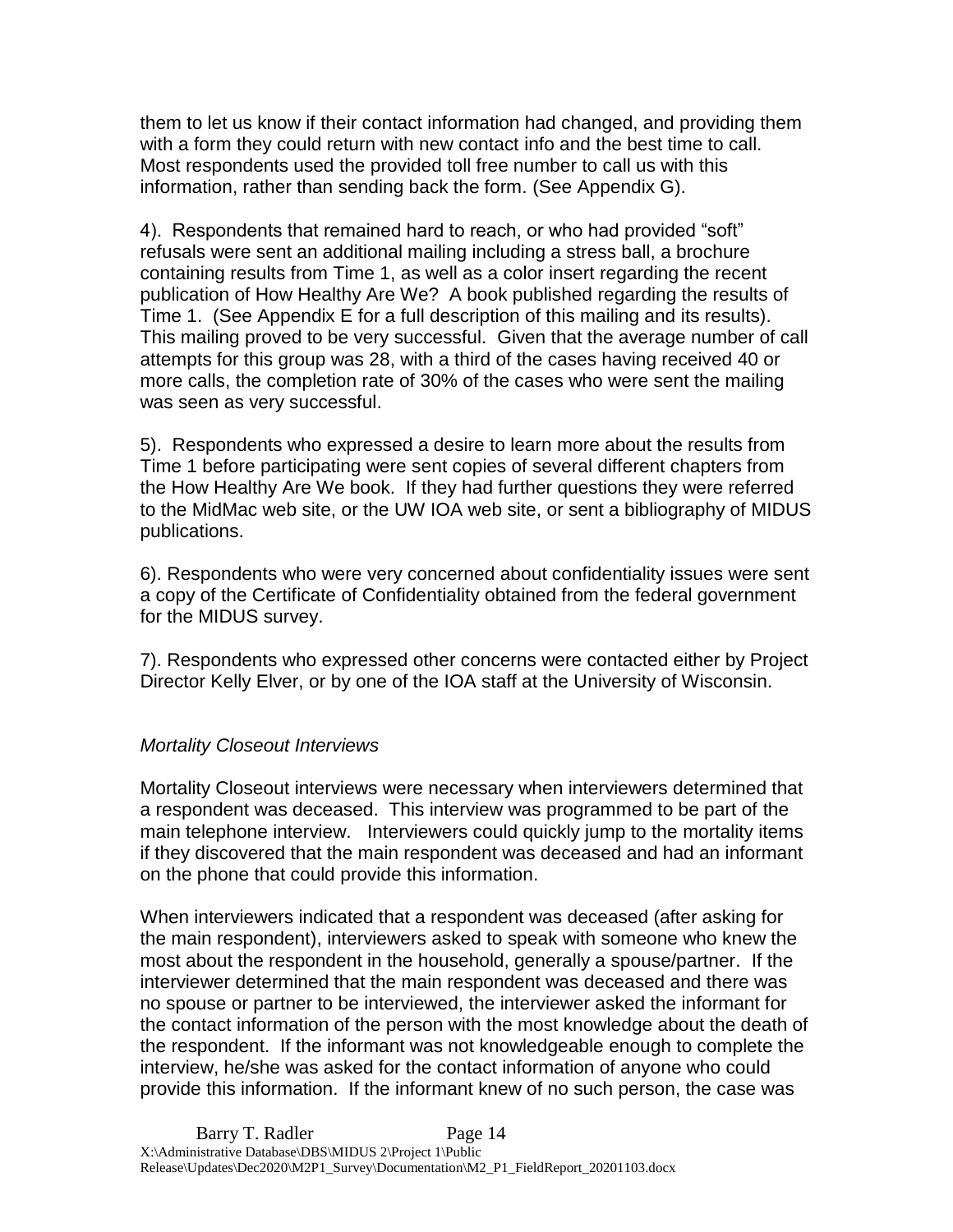them to let us know if their contact information had changed, and providing them with a form they could return with new contact info and the best time to call. Most respondents used the provided toll free number to call us with this information, rather than sending back the form. (See Appendix G).

4). Respondents that remained hard to reach, or who had provided "soft" refusals were sent an additional mailing including a stress ball, a brochure containing results from Time 1, as well as a color insert regarding the recent publication of How Healthy Are We? A book published regarding the results of Time 1. (See Appendix E for a full description of this mailing and its results). This mailing proved to be very successful. Given that the average number of call attempts for this group was 28, with a third of the cases having received 40 or more calls, the completion rate of 30% of the cases who were sent the mailing was seen as very successful.

5). Respondents who expressed a desire to learn more about the results from Time 1 before participating were sent copies of several different chapters from the How Healthy Are We book. If they had further questions they were referred to the MidMac web site, or the UW IOA web site, or sent a bibliography of MIDUS publications.

6). Respondents who were very concerned about confidentiality issues were sent a copy of the Certificate of Confidentiality obtained from the federal government for the MIDUS survey.

7). Respondents who expressed other concerns were contacted either by Project Director Kelly Elver, or by one of the IOA staff at the University of Wisconsin.

*Mortality Closeout Interviews*

Mortality Closeout interviews were necessary when interviewers determined that a respondent was deceased. This interview was programmed to be part of the main telephone interview. Interviewers could quickly jump to the mortality items if they discovered that the main respondent was deceased and had an informant on the phone that could provide this information.

When interviewers indicated that a respondent was deceased (after asking for the main respondent), interviewers asked to speak with someone who knew the most about the respondent in the household, generally a spouse/partner. If the interviewer determined that the main respondent was deceased and there was no spouse or partner to be interviewed, the interviewer asked the informant for the contact information of the person with the most knowledge about the death of the respondent. If the informant was not knowledgeable enough to complete the interview, he/she was asked for the contact information of anyone who could provide this information. If the informant knew of no such person, the case was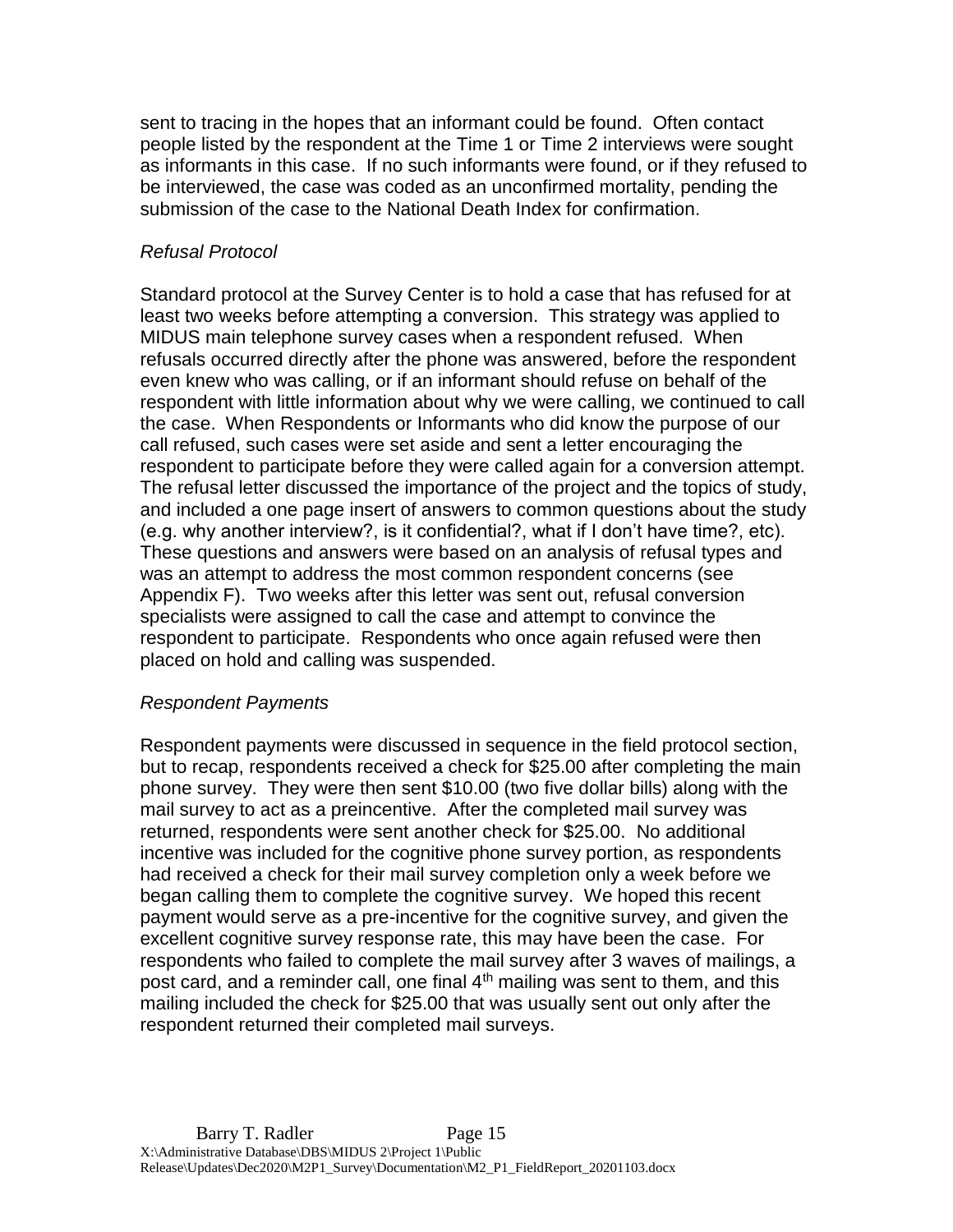sent to tracing in the hopes that an informant could be found. Often contact people listed by the respondent at the Time 1 or Time 2 interviews were sought as informants in this case. If no such informants were found, or if they refused to be interviewed, the case was coded as an unconfirmed mortality, pending the submission of the case to the National Death Index for confirmation.

*Refusal Protocol*

Standard protocol at the Survey Center is to hold a case that has refused for at least two weeks before attempting a conversion. This strategy was applied to MIDUS main telephone survey cases when a respondent refused. When refusals occurred directly after the phone was answered, before the respondent even knew who was calling, or if an informant should refuse on behalf of the respondent with little information about why we were calling, we continued to call the case. When Respondents or Informants who did know the purpose of our call refused, such cases were set aside and sent a letter encouraging the respondent to participate before they were called again for a conversion attempt. The refusal letter discussed the importance of the project and the topics of study, and included a one page insert of answers to common questions about the study (e.g. why another interview?, is it confidential?, what if I don't have time?, etc). These questions and answers were based on an analysis of refusal types and was an attempt to address the most common respondent concerns (see Appendix F). Two weeks after this letter was sent out, refusal conversion specialists were assigned to call the case and attempt to convince the respondent to participate. Respondents who once again refused were then placed on hold and calling was suspended.

*Respondent Payments*

Respondent payments were discussed in sequence in the field protocol section, but to recap, respondents received a check for $25.00 after completing the main phone survey. They were then sent $10.00 (two five dollar bills) along with the mail survey to act as a preincentive. After the completed mail survey was returned, respondents were sent another check for $25.00. No additional incentive was included for the cognitive phone survey portion, as respondents had received a check for their mail survey completion only a week before we began calling them to complete the cognitive survey. We hoped this recent payment would serve as a pre-incentive for the cognitive survey, and given the excellent cognitive survey response rate, this may have been the case. For respondents who failed to complete the mail survey after 3 waves of mailings, a post card, and a reminder call, one final 4th mailing was sent to them, and this mailing included the check for $25.00 that was usually sent out only after the respondent returned their completed mail surveys.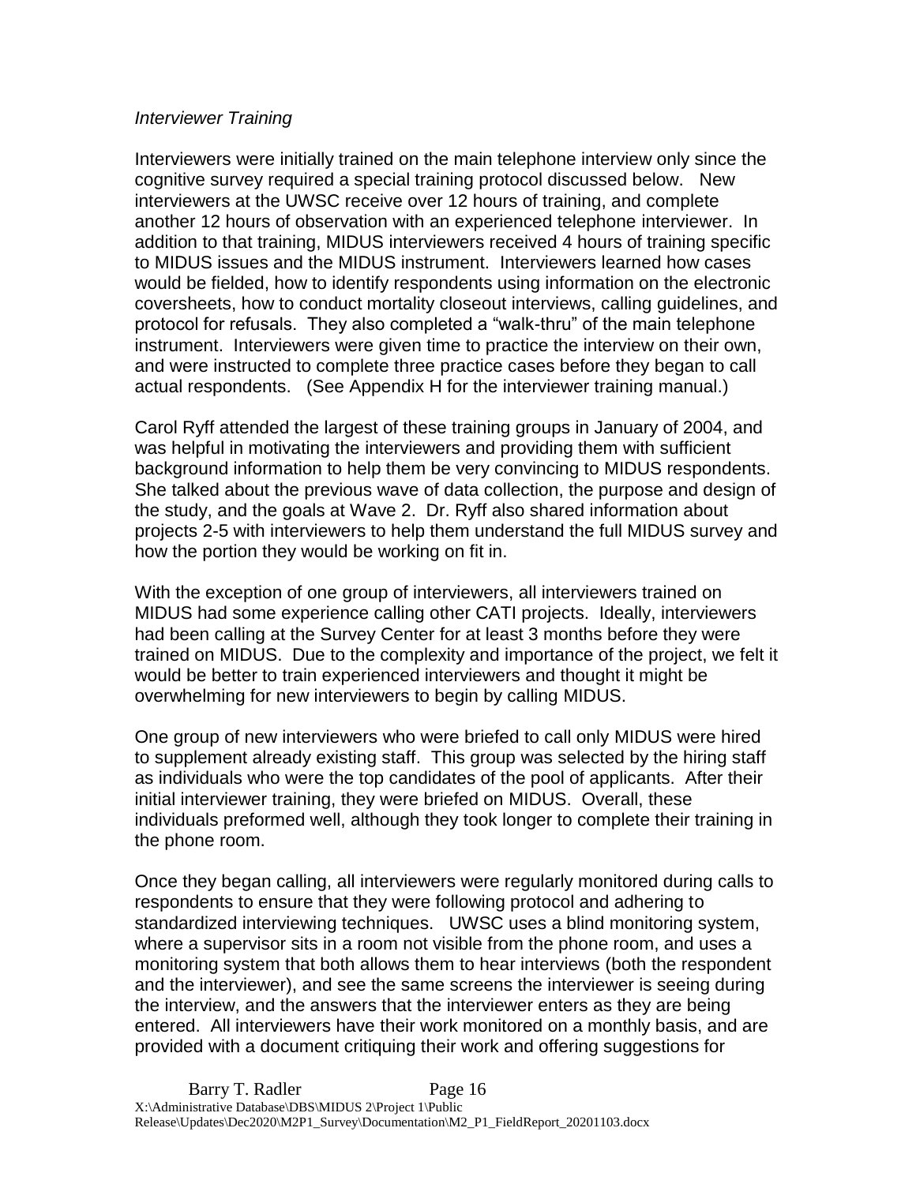*Interviewer Training*

Interviewers were initially trained on the main telephone interview only since the cognitive survey required a special training protocol discussed below. New interviewers at the UWSC receive over 12 hours of training, and complete another 12 hours of observation with an experienced telephone interviewer. In addition to that training, MIDUS interviewers received 4 hours of training specific to MIDUS issues and the MIDUS instrument. Interviewers learned how cases would be fielded, how to identify respondents using information on the electronic coversheets, how to conduct mortality closeout interviews, calling guidelines, and protocol for refusals. They also completed a "walk-thru" of the main telephone instrument. Interviewers were given time to practice the interview on their own, and were instructed to complete three practice cases before they began to call actual respondents. (See Appendix H for the interviewer training manual.)

Carol Ryff attended the largest of these training groups in January of 2004, and was helpful in motivating the interviewers and providing them with sufficient background information to help them be very convincing to MIDUS respondents. She talked about the previous wave of data collection, the purpose and design of the study, and the goals at Wave 2. Dr. Ryff also shared information about projects 2-5 with interviewers to help them understand the full MIDUS survey and how the portion they would be working on fit in.

With the exception of one group of interviewers, all interviewers trained on MIDUS had some experience calling other CATI projects. Ideally, interviewers had been calling at the Survey Center for at least 3 months before they were trained on MIDUS. Due to the complexity and importance of the project, we felt it would be better to train experienced interviewers and thought it might be overwhelming for new interviewers to begin by calling MIDUS.

One group of new interviewers who were briefed to call only MIDUS were hired to supplement already existing staff. This group was selected by the hiring staff as individuals who were the top candidates of the pool of applicants. After their initial interviewer training, they were briefed on MIDUS. Overall, these individuals preformed well, although they took longer to complete their training in the phone room.

Once they began calling, all interviewers were regularly monitored during calls to respondents to ensure that they were following protocol and adhering to standardized interviewing techniques. UWSC uses a blind monitoring system, where a supervisor sits in a room not visible from the phone room, and uses a monitoring system that both allows them to hear interviews (both the respondent and the interviewer), and see the same screens the interviewer is seeing during the interview, and the answers that the interviewer enters as they are being entered. All interviewers have their work monitored on a monthly basis, and are provided with a document critiquing their work and offering suggestions for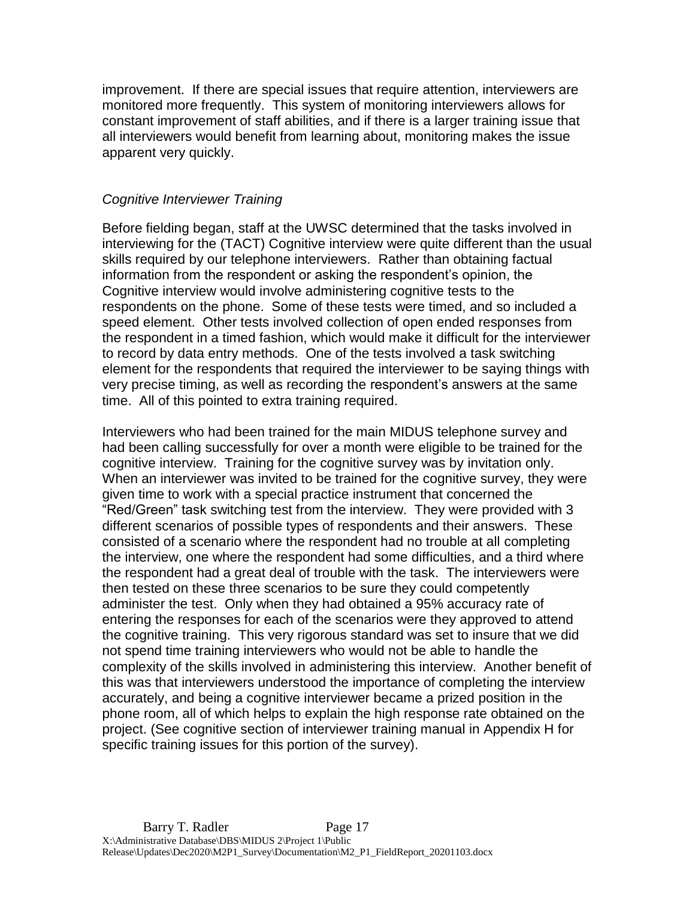improvement. If there are special issues that require attention, interviewers are monitored more frequently. This system of monitoring interviewers allows for constant improvement of staff abilities, and if there is a larger training issue that all interviewers would benefit from learning about, monitoring makes the issue apparent very quickly.

*Cognitive Interviewer Training*

Before fielding began, staff at the UWSC determined that the tasks involved in interviewing for the (TACT) Cognitive interview were quite different than the usual skills required by our telephone interviewers. Rather than obtaining factual information from the respondent or asking the respondent's opinion, the Cognitive interview would involve administering cognitive tests to the respondents on the phone. Some of these tests were timed, and so included a speed element. Other tests involved collection of open ended responses from the respondent in a timed fashion, which would make it difficult for the interviewer to record by data entry methods. One of the tests involved a task switching element for the respondents that required the interviewer to be saying things with very precise timing, as well as recording the respondent's answers at the same time. All of this pointed to extra training required.

Interviewers who had been trained for the main MIDUS telephone survey and had been calling successfully for over a month were eligible to be trained for the cognitive interview. Training for the cognitive survey was by invitation only. When an interviewer was invited to be trained for the cognitive survey, they were given time to work with a special practice instrument that concerned the "Red/Green" task switching test from the interview. They were provided with 3 different scenarios of possible types of respondents and their answers. These consisted of a scenario where the respondent had no trouble at all completing the interview, one where the respondent had some difficulties, and a third where the respondent had a great deal of trouble with the task. The interviewers were then tested on these three scenarios to be sure they could competently administer the test. Only when they had obtained a 95% accuracy rate of entering the responses for each of the scenarios were they approved to attend the cognitive training. This very rigorous standard was set to insure that we did not spend time training interviewers who would not be able to handle the complexity of the skills involved in administering this interview. Another benefit of this was that interviewers understood the importance of completing the interview accurately, and being a cognitive interviewer became a prized position in the phone room, all of which helps to explain the high response rate obtained on the project. (See cognitive section of interviewer training manual in Appendix H for specific training issues for this portion of the survey).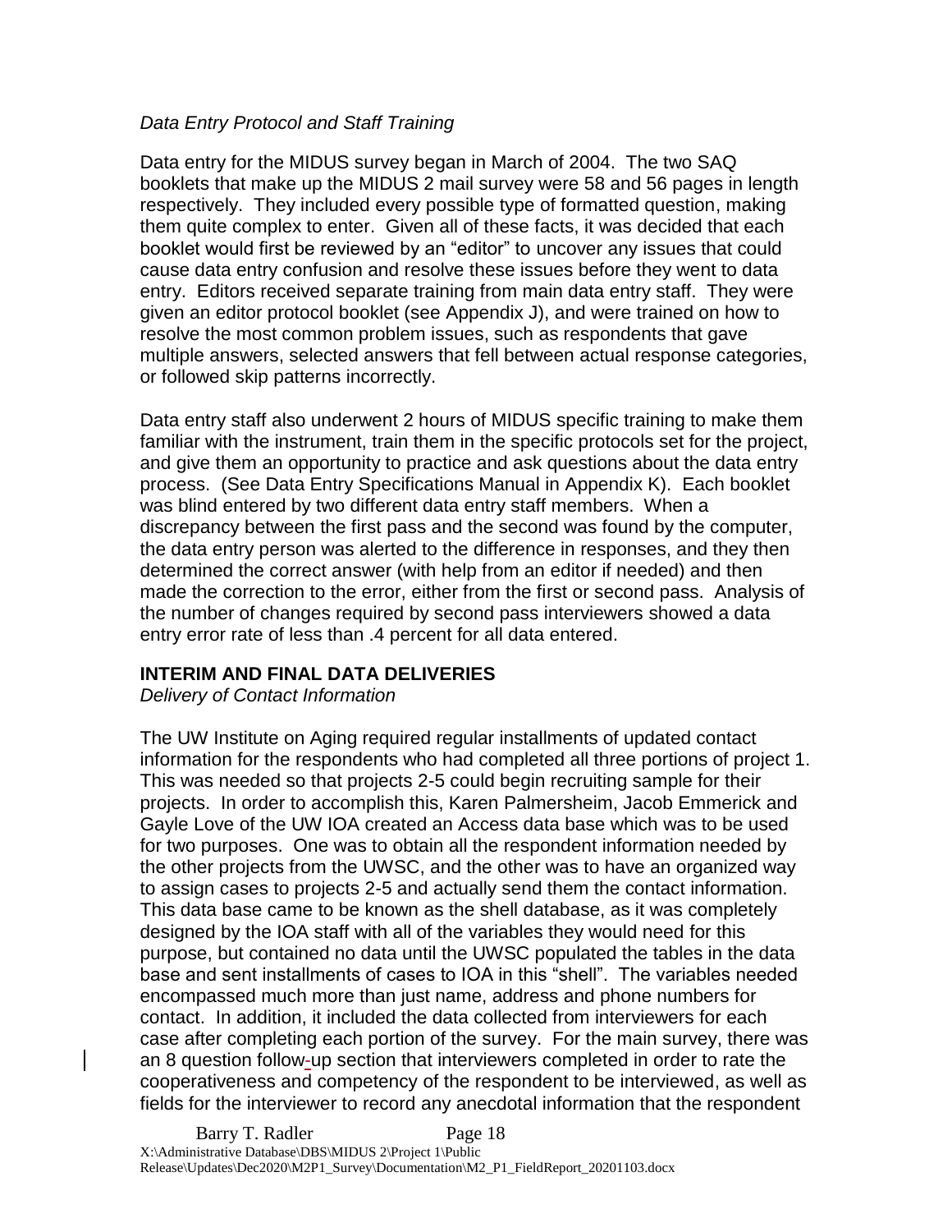*Data Entry Protocol and Staff Training*

Data entry for the MIDUS survey began in March of 2004. The two SAQ booklets that make up the MIDUS 2 mail survey were 58 and 56 pages in length respectively. They included every possible type of formatted question, making them quite complex to enter. Given all of these facts, it was decided that each booklet would first be reviewed by an "editor" to uncover any issues that could cause data entry confusion and resolve these issues before they went to data entry. Editors received separate training from main data entry staff. They were given an editor protocol booklet (see Appendix J), and were trained on how to resolve the most common problem issues, such as respondents that gave multiple answers, selected answers that fell between actual response categories, or followed skip patterns incorrectly.

Data entry staff also underwent 2 hours of MIDUS specific training to make them familiar with the instrument, train them in the specific protocols set for the project, and give them an opportunity to practice and ask questions about the data entry process. (See Data Entry Specifications Manual in Appendix K). Each booklet was blind entered by two different data entry staff members. When a discrepancy between the first pass and the second was found by the computer, the data entry person was alerted to the difference in responses, and they then determined the correct answer (with help from an editor if needed) and then made the correction to the error, either from the first or second pass. Analysis of the number of changes required by second pass interviewers showed a data entry error rate of less than .4 percent for all data entered.

**INTERIM AND FINAL DATA DELIVERIES**

*Delivery of Contact Information*

The UW Institute on Aging required regular installments of updated contact information for the respondents who had completed all three portions of project 1. This was needed so that projects 2-5 could begin recruiting sample for their projects. In order to accomplish this, Karen Palmersheim, Jacob Emmerick and Gayle Love of the UW IOA created an Access data base which was to be used for two purposes. One was to obtain all the respondent information needed by the other projects from the UWSC, and the other was to have an organized way to assign cases to projects 2-5 and actually send them the contact information. This data base came to be known as the shell database, as it was completely designed by the IOA staff with all of the variables they would need for this purpose, but contained no data until the UWSC populated the tables in the data base and sent installments of cases to IOA in this "shell". The variables needed encompassed much more than just name, address and phone numbers for contact. In addition, it included the data collected from interviewers for each case after completing each portion of the survey. For the main survey, there was an 8 question follow-up section that interviewers completed in order to rate the cooperativeness and competency of the respondent to be interviewed, as well as fields for the interviewer to record any anecdotal information that the respondent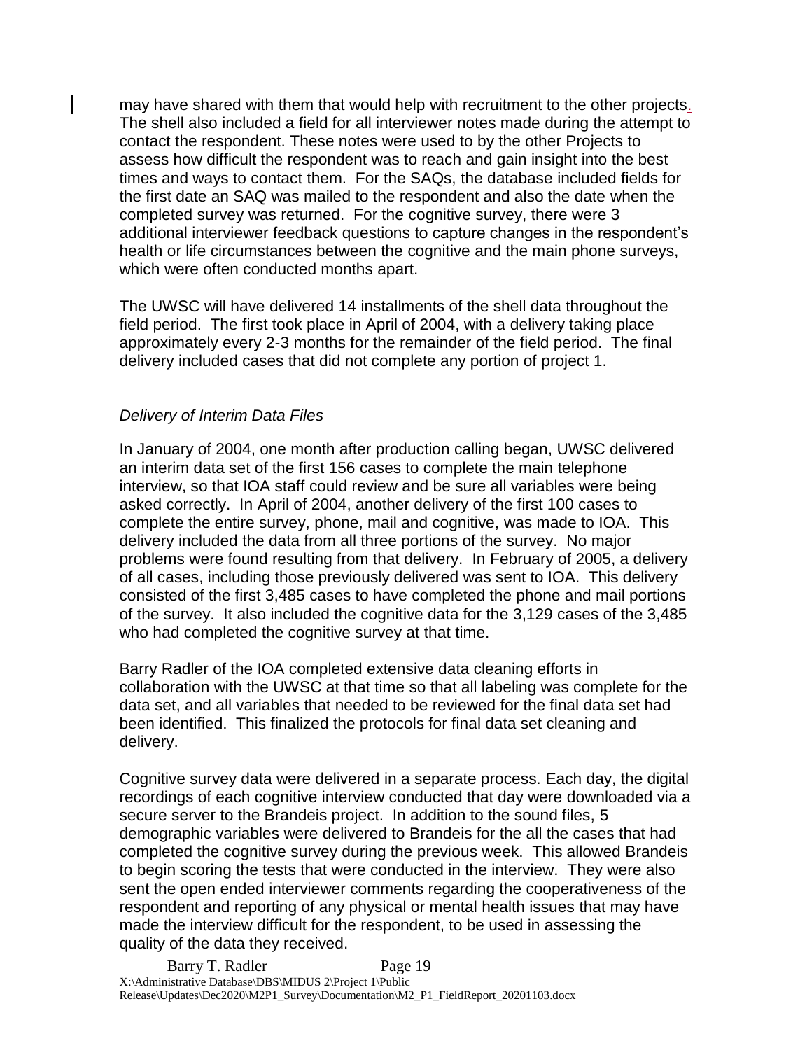may have shared with them that would help with recruitment to the other projects. The shell also included a field for all interviewer notes made during the attempt to contact the respondent. These notes were used to by the other Projects to assess how difficult the respondent was to reach and gain insight into the best times and ways to contact them. For the SAQs, the database included fields for the first date an SAQ was mailed to the respondent and also the date when the completed survey was returned. For the cognitive survey, there were 3 additional interviewer feedback questions to capture changes in the respondent's health or life circumstances between the cognitive and the main phone surveys, which were often conducted months apart.

The UWSC will have delivered 14 installments of the shell data throughout the field period. The first took place in April of 2004, with a delivery taking place approximately every 2-3 months for the remainder of the field period. The final delivery included cases that did not complete any portion of project 1.

*Delivery of Interim Data Files*

In January of 2004, one month after production calling began, UWSC delivered an interim data set of the first 156 cases to complete the main telephone interview, so that IOA staff could review and be sure all variables were being asked correctly. In April of 2004, another delivery of the first 100 cases to complete the entire survey, phone, mail and cognitive, was made to IOA. This delivery included the data from all three portions of the survey. No major problems were found resulting from that delivery. In February of 2005, a delivery of all cases, including those previously delivered was sent to IOA. This delivery consisted of the first 3,485 cases to have completed the phone and mail portions of the survey. It also included the cognitive data for the 3,129 cases of the 3,485 who had completed the cognitive survey at that time.

Barry Radler of the IOA completed extensive data cleaning efforts in collaboration with the UWSC at that time so that all labeling was complete for the data set, and all variables that needed to be reviewed for the final data set had been identified. This finalized the protocols for final data set cleaning and delivery.

Cognitive survey data were delivered in a separate process. Each day, the digital recordings of each cognitive interview conducted that day were downloaded via a secure server to the Brandeis project. In addition to the sound files, 5 demographic variables were delivered to Brandeis for the all the cases that had completed the cognitive survey during the previous week. This allowed Brandeis to begin scoring the tests that were conducted in the interview. They were also sent the open ended interviewer comments regarding the cooperativeness of the respondent and reporting of any physical or mental health issues that may have made the interview difficult for the respondent, to be used in assessing the quality of the data they received.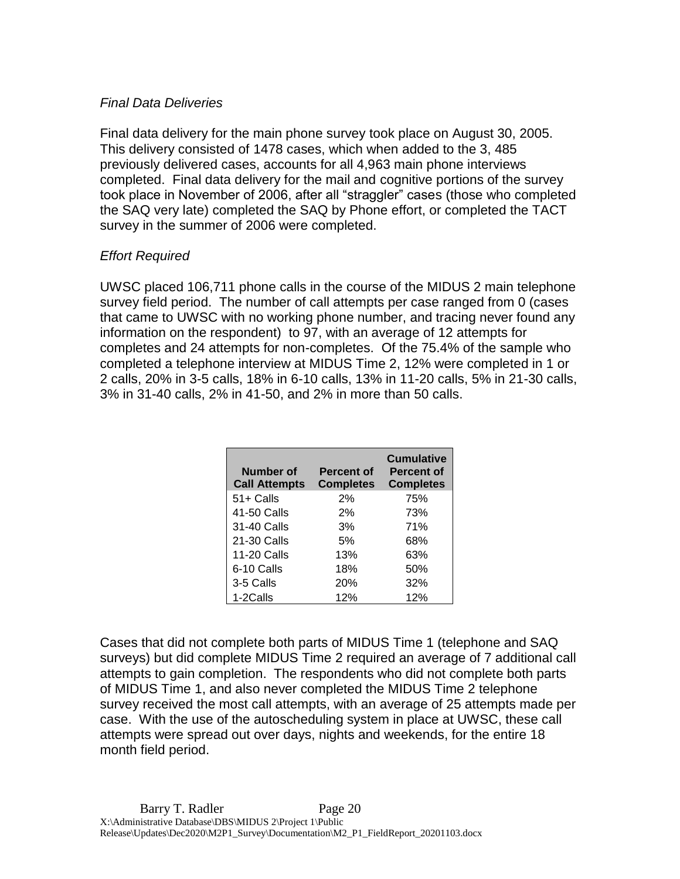*Final Data Deliveries*

Final data delivery for the main phone survey took place on August 30, 2005. This delivery consisted of 1478 cases, which when added to the 3, 485 previously delivered cases, accounts for all 4,963 main phone interviews completed. Final data delivery for the mail and cognitive portions of the survey took place in November of 2006, after all "straggler" cases (those who completed the SAQ very late) completed the SAQ by Phone effort, or completed the TACT survey in the summer of 2006 were completed.

*Effort Required*

UWSC placed 106,711 phone calls in the course of the MIDUS 2 main telephone survey field period. The number of call attempts per case ranged from 0 (cases that came to UWSC with no working phone number, and tracing never found any information on the respondent) to 97, with an average of 12 attempts for completes and 24 attempts for non-completes. Of the 75.4% of the sample who completed a telephone interview at MIDUS Time 2, 12% were completed in 1 or 2 calls, 20% in 3-5 calls, 18% in 6-10 calls, 13% in 11-20 calls, 5% in 21-30 calls, 3% in 31-40 calls, 2% in 41-50, and 2% in more than 50 calls.

| Number of Call Attempts | Percent of Completes | Cumulative Percent of Completes |
|---|---|---|
| 51+ Calls | 2% | 75% |
| 41-50 Calls | 2% | 73% |
| 31-40 Calls | 3% | 71% |
| 21-30 Calls | 5% | 68% |
| 11-20 Calls | 13% | 63% |
| 6-10 Calls | 18% | 50% |
| 3-5 Calls | 20% | 32% |
| 1-2Calls | 12% | 12% |

Cases that did not complete both parts of MIDUS Time 1 (telephone and SAQ surveys) but did complete MIDUS Time 2 required an average of 7 additional call attempts to gain completion. The respondents who did not complete both parts of MIDUS Time 1, and also never completed the MIDUS Time 2 telephone survey received the most call attempts, with an average of 25 attempts made per case. With the use of the autoscheduling system in place at UWSC, these call attempts were spread out over days, nights and weekends, for the entire 18 month field period.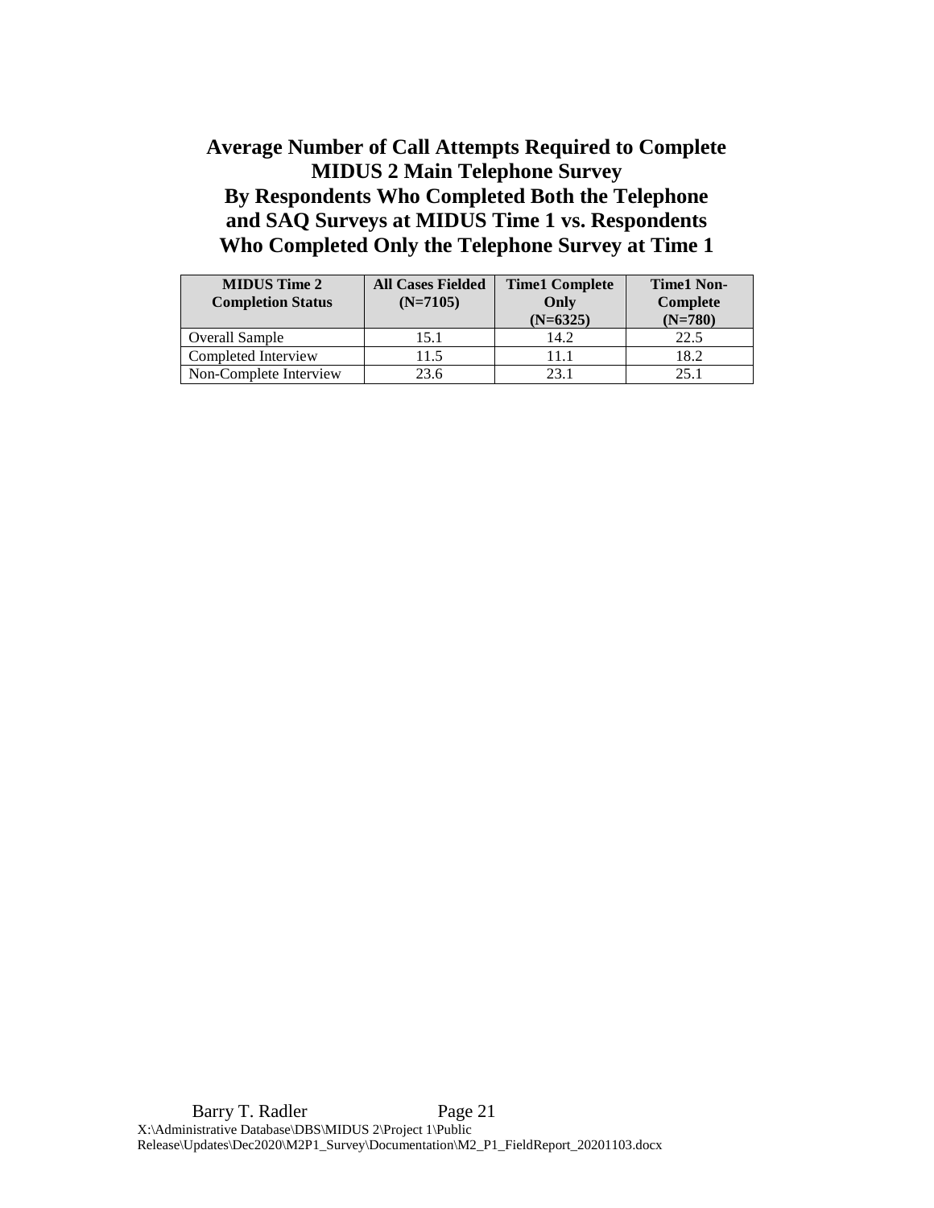## Average Number of Call Attempts Required to Complete MIDUS 2 Main Telephone Survey By Respondents Who Completed Both the Telephone and SAQ Surveys at MIDUS Time 1 vs. Respondents Who Completed Only the Telephone Survey at Time 1

| MIDUS Time 2 Completion Status | All Cases Fielded (N=7105) | Time1 Complete Only (N=6325) | Time1 Non-Complete (N=780) |
|---|---|---|---|
| Overall Sample | 15.1 | 14.2 | 22.5 |
| Completed Interview | 11.5 | 11.1 | 18.2 |
| Non-Complete Interview | 23.6 | 23.1 | 25.1 |